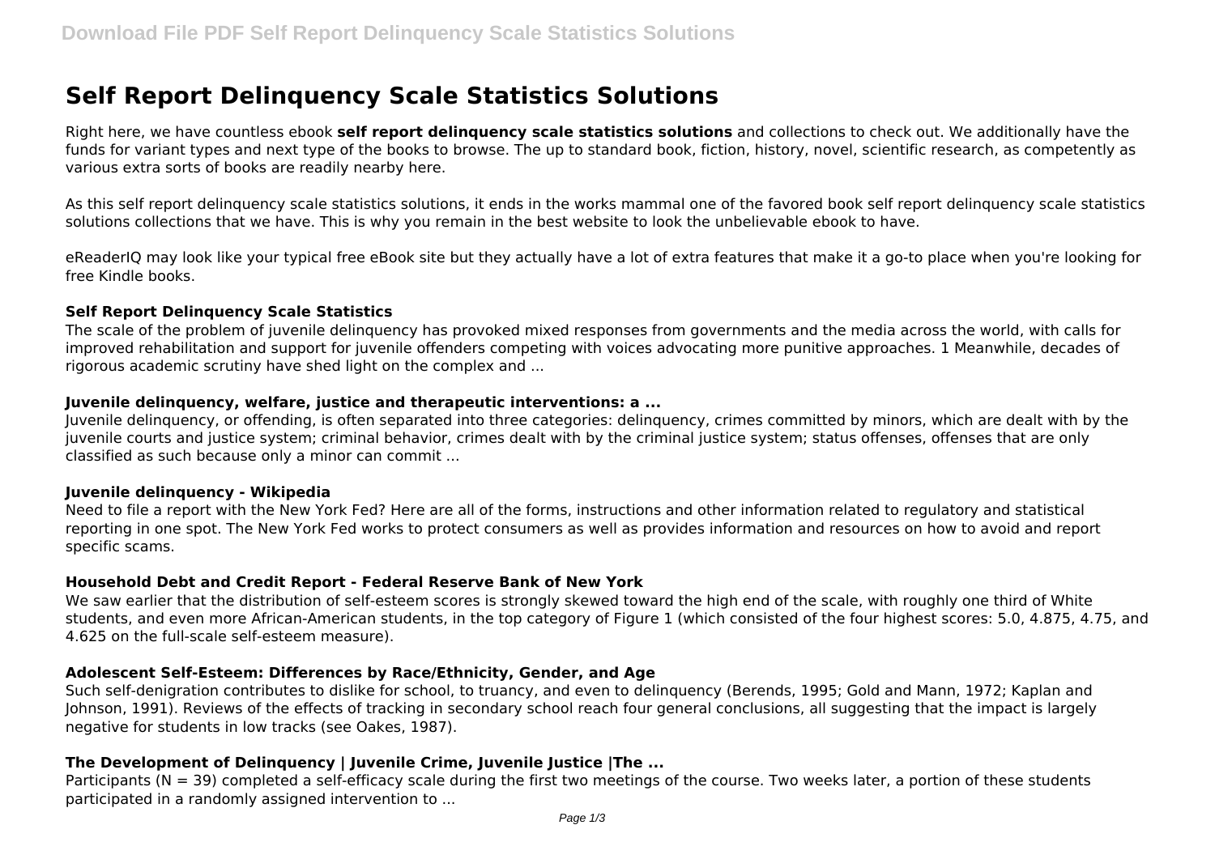# Self Report Delinquency Scale Statistics Solutions

Right here, we have countless ebook **self report delinquency scale statistics solutions** and collections to check out. We additionally have the funds for variant types and next type of the books to browse. The up to standard book, fiction, history, novel, scientific research, as competently as various extra sorts of books are readily nearby here.

As this self report delinquency scale statistics solutions, it ends in the works mammal one of the favored book self report delinquency scale statistics solutions collections that we have. This is why you remain in the best website to look the unbelievable ebook to have.

eReaderIQ may look like your typical free eBook site but they actually have a lot of extra features that make it a go-to place when you're looking for free Kindle books.

### Self Report Delinquency Scale Statistics

The scale of the problem of juvenile delinquency has provoked mixed responses from governments and the media across the world, with calls for improved rehabilitation and support for juvenile offenders competing with voices advocating more punitive approaches. 1 Meanwhile, decades of rigorous academic scrutiny have shed light on the complex and ...

### Juvenile delinquency, welfare, justice and therapeutic interventions: a ...

Juvenile delinquency, or offending, is often separated into three categories: delinquency, crimes committed by minors, which are dealt with by the juvenile courts and justice system; criminal behavior, crimes dealt with by the criminal justice system; status offenses, offenses that are only classified as such because only a minor can commit ...

### Juvenile delinquency - Wikipedia

Need to file a report with the New York Fed? Here are all of the forms, instructions and other information related to regulatory and statistical reporting in one spot. The New York Fed works to protect consumers as well as provides information and resources on how to avoid and report specific scams.

### Household Debt and Credit Report - Federal Reserve Bank of New York

We saw earlier that the distribution of self-esteem scores is strongly skewed toward the high end of the scale, with roughly one third of White students, and even more African-American students, in the top category of Figure 1 (which consisted of the four highest scores: 5.0, 4.875, 4.75, and 4.625 on the full-scale self-esteem measure).

### Adolescent Self-Esteem: Differences by Race/Ethnicity, Gender, and Age

Such self-denigration contributes to dislike for school, to truancy, and even to delinquency (Berends, 1995; Gold and Mann, 1972; Kaplan and Johnson, 1991). Reviews of the effects of tracking in secondary school reach four general conclusions, all suggesting that the impact is largely negative for students in low tracks (see Oakes, 1987).

### The Development of Delinquency | Juvenile Crime, Juvenile Justice |The ...

Participants ($N = 39$) completed a self-efficacy scale during the first two meetings of the course. Two weeks later, a portion of these students participated in a randomly assigned intervention to ...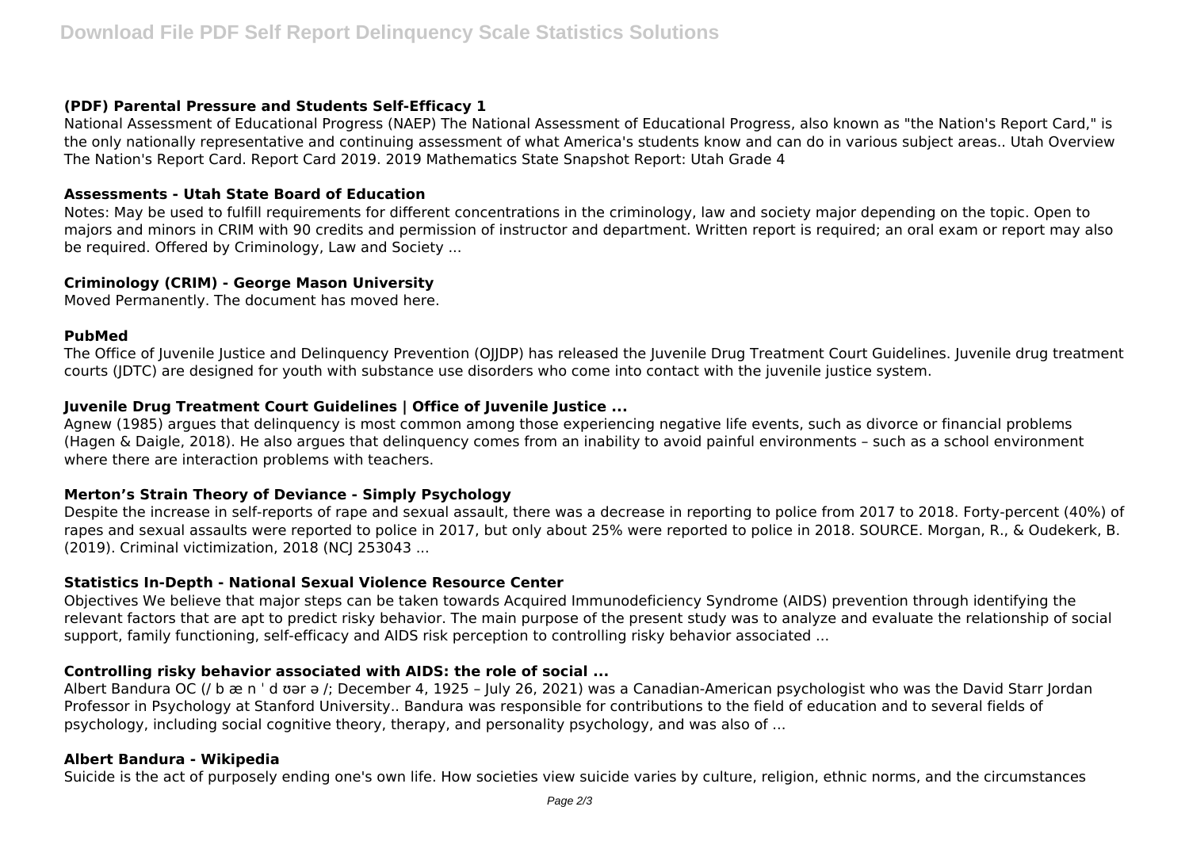### (PDF) Parental Pressure and Students Self-Efficacy 1

National Assessment of Educational Progress (NAEP) The National Assessment of Educational Progress, also known as "the Nation's Report Card," is the only nationally representative and continuing assessment of what America's students know and can do in various subject areas.. Utah Overview The Nation's Report Card. Report Card 2019. 2019 Mathematics State Snapshot Report: Utah Grade 4

### Assessments - Utah State Board of Education

Notes: May be used to fulfill requirements for different concentrations in the criminology, law and society major depending on the topic. Open to majors and minors in CRIM with 90 credits and permission of instructor and department. Written report is required; an oral exam or report may also be required. Offered by Criminology, Law and Society ...

### Criminology (CRIM) - George Mason University

Moved Permanently. The document has moved here.

### PubMed

The Office of Juvenile Justice and Delinquency Prevention (OJJDP) has released the Juvenile Drug Treatment Court Guidelines. Juvenile drug treatment courts (JDTC) are designed for youth with substance use disorders who come into contact with the juvenile justice system.

### Juvenile Drug Treatment Court Guidelines | Office of Juvenile Justice ...

Agnew (1985) argues that delinquency is most common among those experiencing negative life events, such as divorce or financial problems (Hagen & Daigle, 2018). He also argues that delinquency comes from an inability to avoid painful environments – such as a school environment where there are interaction problems with teachers.

### Merton's Strain Theory of Deviance - Simply Psychology

Despite the increase in self-reports of rape and sexual assault, there was a decrease in reporting to police from 2017 to 2018. Forty-percent (40%) of rapes and sexual assaults were reported to police in 2017, but only about 25% were reported to police in 2018. SOURCE. Morgan, R., & Oudekerk, B. (2019). Criminal victimization, 2018 (NCJ 253043 ...

### Statistics In-Depth - National Sexual Violence Resource Center

Objectives We believe that major steps can be taken towards Acquired Immunodeficiency Syndrome (AIDS) prevention through identifying the relevant factors that are apt to predict risky behavior. The main purpose of the present study was to analyze and evaluate the relationship of social support, family functioning, self-efficacy and AIDS risk perception to controlling risky behavior associated ...

### Controlling risky behavior associated with AIDS: the role of social ...

Albert Bandura OC (/ b æ n ˈ d ʊər ə /; December 4, 1925 – July 26, 2021) was a Canadian-American psychologist who was the David Starr Jordan Professor in Psychology at Stanford University.. Bandura was responsible for contributions to the field of education and to several fields of psychology, including social cognitive theory, therapy, and personality psychology, and was also of ...

### Albert Bandura - Wikipedia

Suicide is the act of purposely ending one's own life. How societies view suicide varies by culture, religion, ethnic norms, and the circumstances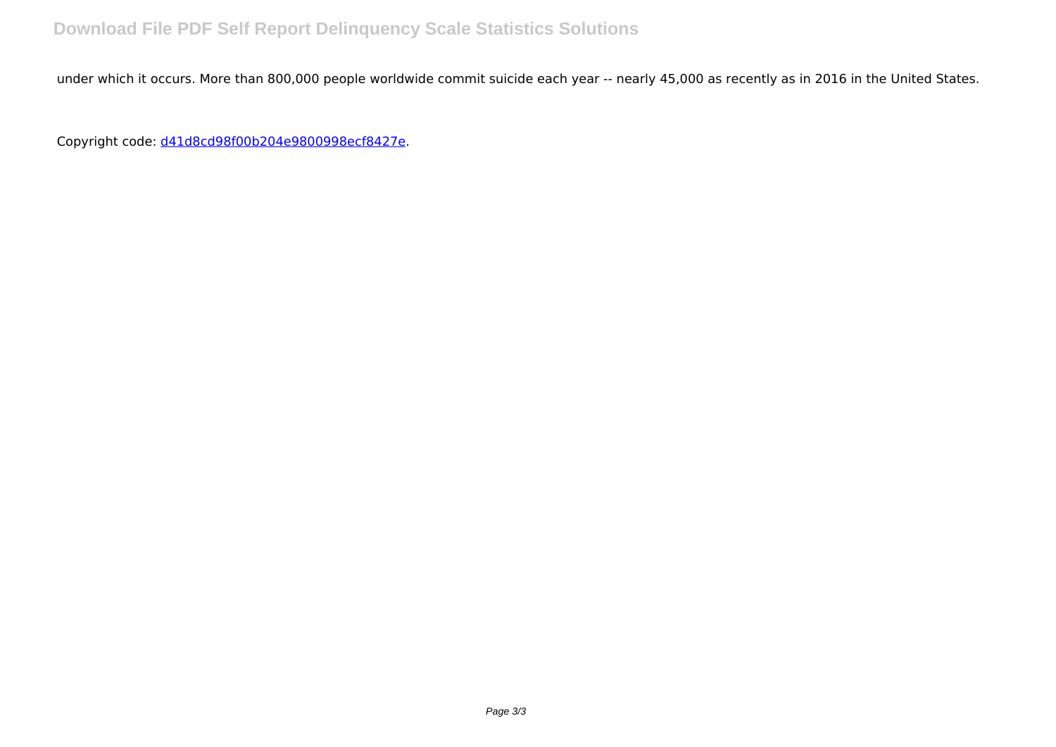under which it occurs. More than 800,000 people worldwide commit suicide each year -- nearly 45,000 as recently as in 2016 in the United States.

Copyright code: [d41d8cd98f00b204e9800998ecf8427e](d41d8cd98f00b204e9800998ecf8427e).